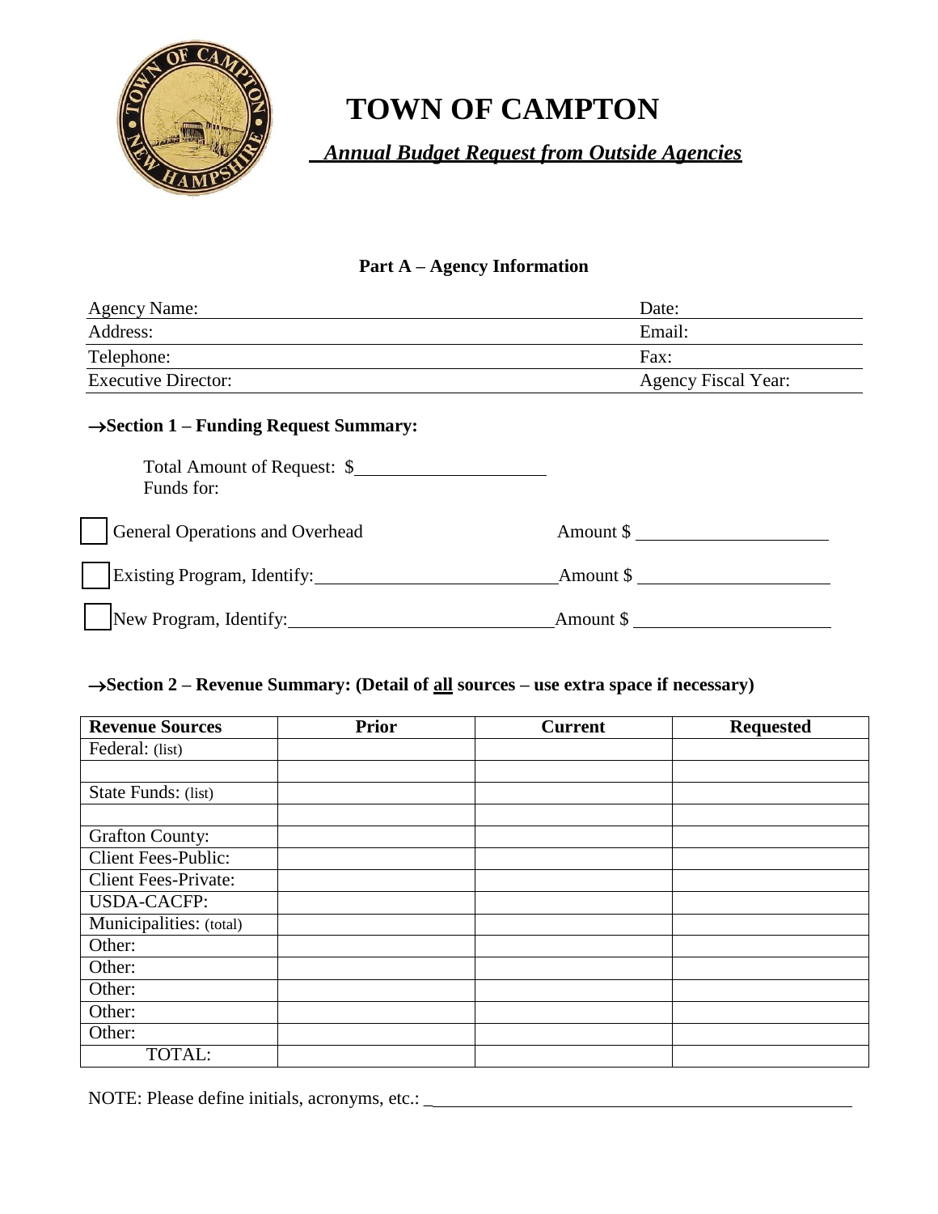# TOWN OF CAMPTON

***Annual Budget Request from Outside Agencies***

### Part A – Agency Information

| | |
|---|---|
| Agency Name: | Date: |
| Address: | Email: |
| Telephone: | Fax: |
| Executive Director: | Agency Fiscal Year: |

**→Section 1 – Funding Request Summary:**

Total Amount of Request: $____________________
Funds for:

☐ General Operations and Overhead  Amount $ ____________________

☐ Existing Program, Identify: ________________________ Amount $ ____________________

☐ New Program, Identify: ____________________________ Amount $ ____________________

**→Section 2 – Revenue Summary: (Detail of all sources – use extra space if necessary)**

| Revenue Sources | Prior | Current | Requested |
|---|---|---|---|
| Federal: (list) | | | |
| | | | |
| State Funds: (list) | | | |
| | | | |
| Grafton County: | | | |
| Client Fees-Public: | | | |
| Client Fees-Private: | | | |
| USDA-CACFP: | | | |
| Municipalities: (total) | | | |
| Other: | | | |
| Other: | | | |
| Other: | | | |
| Other: | | | |
| Other: | | | |
| TOTAL: | | | |

NOTE: Please define initials, acronyms, etc.: ________________________________________________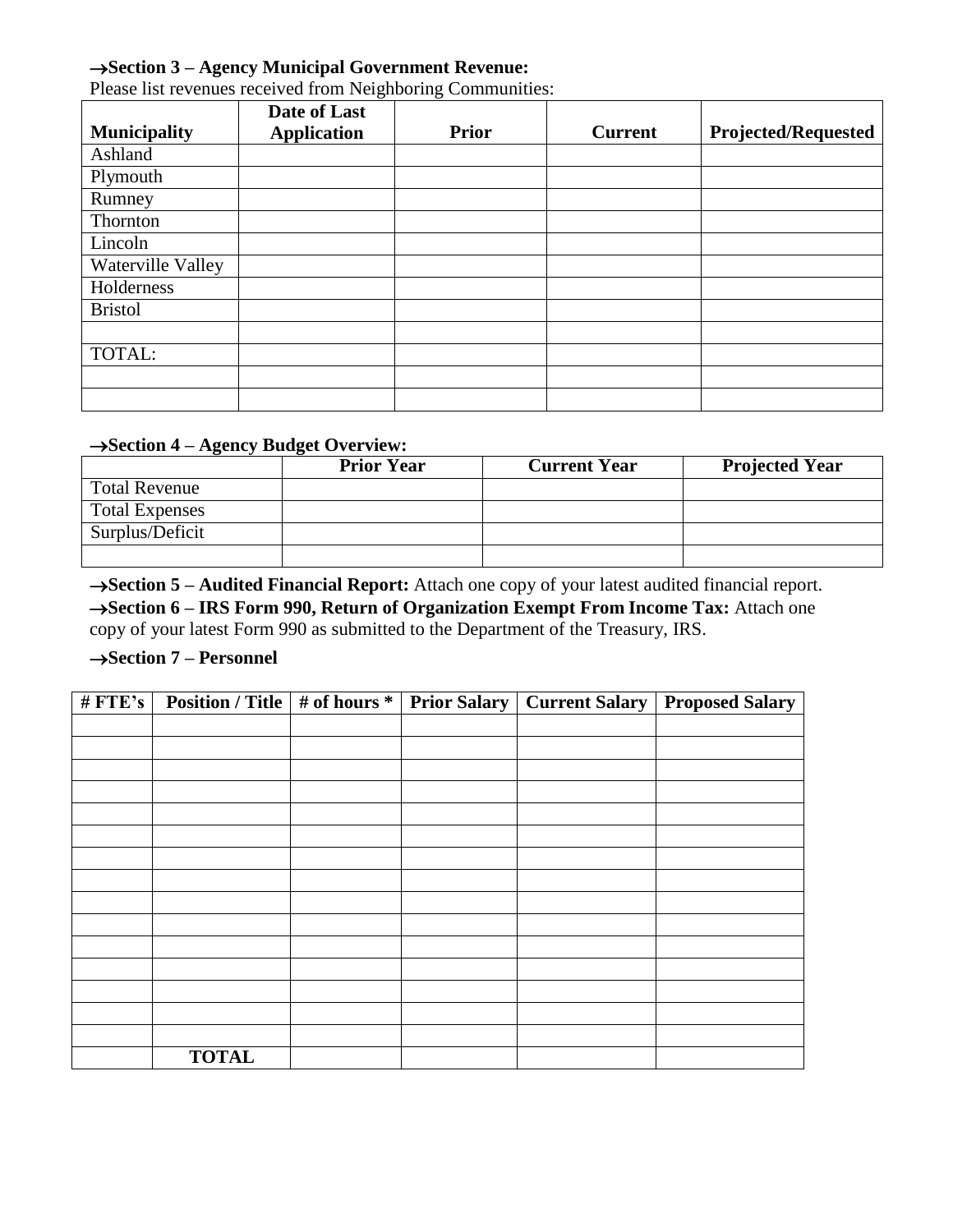**→Section 3 – Agency Municipal Government Revenue:**

Please list revenues received from Neighboring Communities:

| Municipality | Date of Last Application | Prior | Current | Projected/Requested |
|---|---|---|---|---|
| Ashland | | | | |
| Plymouth | | | | |
| Rumney | | | | |
| Thornton | | | | |
| Lincoln | | | | |
| Waterville Valley | | | | |
| Holderness | | | | |
| Bristol | | | | |
| | | | | |
| TOTAL: | | | | |
| | | | | |
| | | | | |

**→Section 4 – Agency Budget Overview:**

| | Prior Year | Current Year | Projected Year |
|---|---|---|---|
| Total Revenue | | | |
| Total Expenses | | | |
| Surplus/Deficit | | | |
| | | | |

**→Section 5 – Audited Financial Report:** Attach one copy of your latest audited financial report.

**→Section 6 – IRS Form 990, Return of Organization Exempt From Income Tax:** Attach one copy of your latest Form 990 as submitted to the Department of the Treasury, IRS.

**→Section 7 – Personnel**

| # FTE's | Position / Title | # of hours * | Prior Salary | Current Salary | Proposed Salary |
|---|---|---|---|---|---|
| | | | | | |
| | | | | | |
| | | | | | |
| | | | | | |
| | | | | | |
| | | | | | |
| | | | | | |
| | | | | | |
| | | | | | |
| | | | | | |
| | | | | | |
| | | | | | |
| | | | | | |
| | | | | | |
| | | | | | |
| | **TOTAL** | | | | |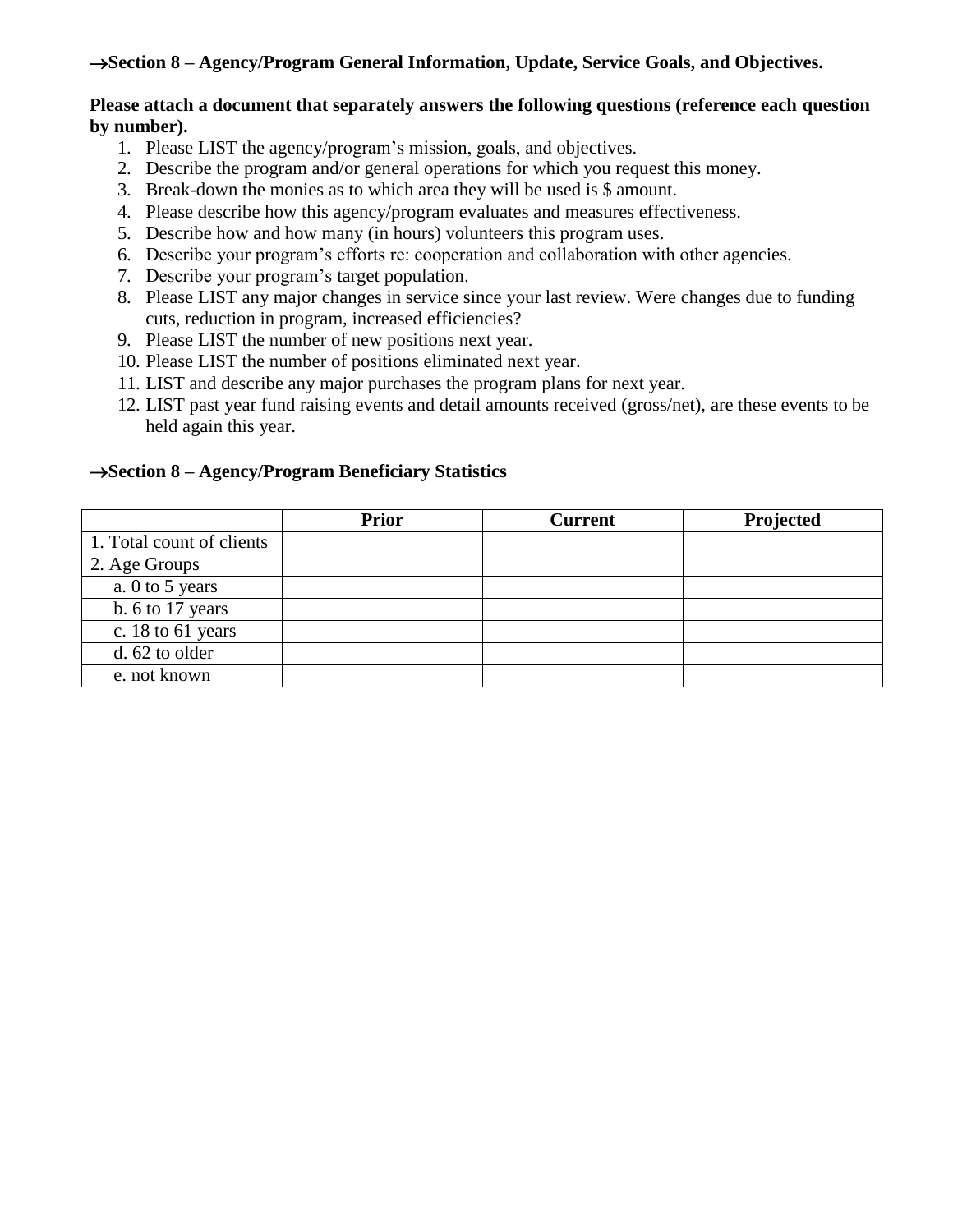**→Section 8 – Agency/Program General Information, Update, Service Goals, and Objectives.**

**Please attach a document that separately answers the following questions (reference each question by number).**

1. Please LIST the agency/program's mission, goals, and objectives.
2. Describe the program and/or general operations for which you request this money.
3. Break-down the monies as to which area they will be used is $ amount.
4. Please describe how this agency/program evaluates and measures effectiveness.
5. Describe how and how many (in hours) volunteers this program uses.
6. Describe your program's efforts re: cooperation and collaboration with other agencies.
7. Describe your program's target population.
8. Please LIST any major changes in service since your last review. Were changes due to funding cuts, reduction in program, increased efficiencies?
9. Please LIST the number of new positions next year.
10. Please LIST the number of positions eliminated next year.
11. LIST and describe any major purchases the program plans for next year.
12. LIST past year fund raising events and detail amounts received (gross/net), are these events to be held again this year.

**→Section 8 – Agency/Program Beneficiary Statistics**

| | Prior | Current | Projected |
|---|---|---|---|
| 1. Total count of clients | | | |
| 2. Age Groups | | | |
| a. 0 to 5 years | | | |
| b. 6 to 17 years | | | |
| c. 18 to 61 years | | | |
| d. 62 to older | | | |
| e. not known | | | |